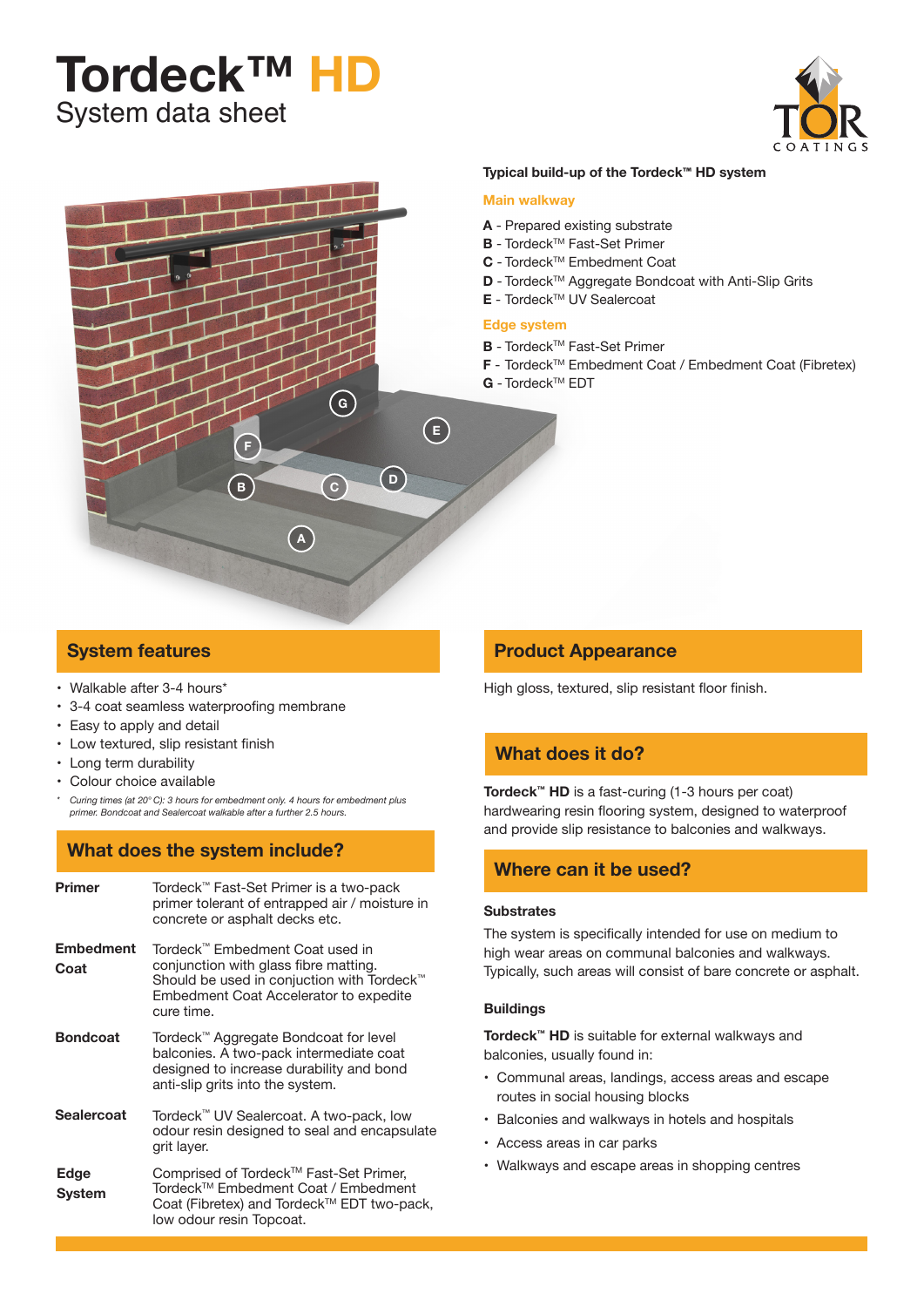# Tordeck™ HD

System data sheet

**Typical build-up of the Tordeck™ HD system**

**Main walkway**

- **A** - Prepared existing substrate
- **B** - Tordeck™ Fast-Set Primer
- **C** - Tordeck™ Embedment Coat
- **D** - Tordeck™ Aggregate Bondcoat with Anti-Slip Grits
- **E** - Tordeck™ UV Sealercoat

**Edge system**

- **B** - Tordeck™ Fast-Set Primer
- **F** - Tordeck™ Embedment Coat / Embedment Coat (Fibretex)
- **G** - Tordeck™ EDT

## System features

- Walkable after 3-4 hours*
- 3-4 coat seamless waterproofing membrane
- Easy to apply and detail
- Low textured, slip resistant finish
- Long term durability
- Colour choice available

*\* Curing times (at 20° C): 3 hours for embedment only. 4 hours for embedment plus primer. Bondcoat and Sealercoat walkable after a further 2.5 hours.*

## What does the system include?

| | |
|---|---|
| **Primer** | Tordeck™ Fast-Set Primer is a two-pack primer tolerant of entrapped air / moisture in concrete or asphalt decks etc. |
| **Embedment Coat** | Tordeck™ Embedment Coat used in conjunction with glass fibre matting. Should be used in conjuction with Tordeck™ Embedment Coat Accelerator to expedite cure time. |
| **Bondcoat** | Tordeck™ Aggregate Bondcoat for level balconies. A two-pack intermediate coat designed to increase durability and bond anti-slip grits into the system. |
| **Sealercoat** | Tordeck™ UV Sealercoat. A two-pack, low odour resin designed to seal and encapsulate grit layer. |
| **Edge System** | Comprised of Tordeck™ Fast-Set Primer, Tordeck™ Embedment Coat / Embedment Coat (Fibretex) and Tordeck™ EDT two-pack, low odour resin Topcoat. |

## Product Appearance

High gloss, textured, slip resistant floor finish.

## What does it do?

**Tordeck™ HD** is a fast-curing (1-3 hours per coat) hardwearing resin flooring system, designed to waterproof and provide slip resistance to balconies and walkways.

## Where can it be used?

### Substrates

The system is specifically intended for use on medium to high wear areas on communal balconies and walkways. Typically, such areas will consist of bare concrete or asphalt.

### Buildings

**Tordeck™ HD** is suitable for external walkways and balconies, usually found in:

- Communal areas, landings, access areas and escape routes in social housing blocks
- Balconies and walkways in hotels and hospitals
- Access areas in car parks
- Walkways and escape areas in shopping centres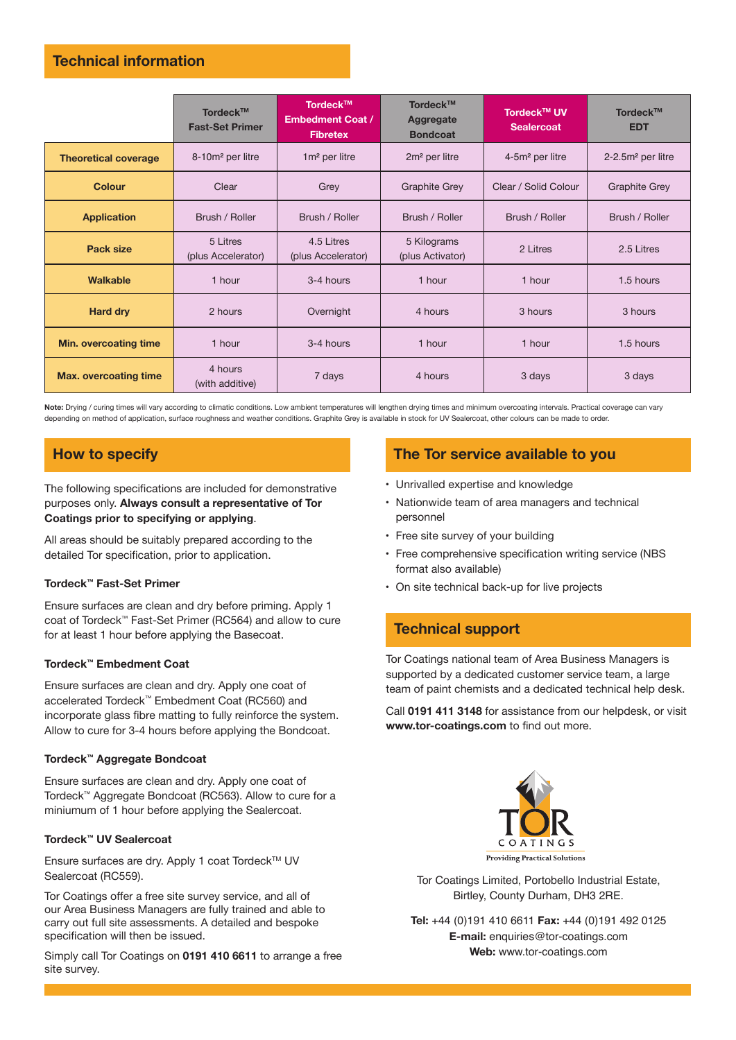## Technical information

| | Tordeck™ Fast-Set Primer | Tordeck™ Embedment Coat / Fibretex | Tordeck™ Aggregate Bondcoat | Tordeck™ UV Sealercoat | Tordeck™ EDT |
|---|---|---|---|---|---|
| **Theoretical coverage** | 8-10m² per litre | 1m² per litre | 2m² per litre | 4-5m² per litre | 2-2.5m² per litre |
| **Colour** | Clear | Grey | Graphite Grey | Clear / Solid Colour | Graphite Grey |
| **Application** | Brush / Roller | Brush / Roller | Brush / Roller | Brush / Roller | Brush / Roller |
| **Pack size** | 5 Litres (plus Accelerator) | 4.5 Litres (plus Accelerator) | 5 Kilograms (plus Activator) | 2 Litres | 2.5 Litres |
| **Walkable** | 1 hour | 3-4 hours | 1 hour | 1 hour | 1.5 hours |
| **Hard dry** | 2 hours | Overnight | 4 hours | 3 hours | 3 hours |
| **Min. overcoating time** | 1 hour | 3-4 hours | 1 hour | 1 hour | 1.5 hours |
| **Max. overcoating time** | 4 hours (with additive) | 7 days | 4 hours | 3 days | 3 days |

**Note:** Drying / curing times will vary according to climatic conditions. Low ambient temperatures will lengthen drying times and minimum overcoating intervals. Practical coverage can vary depending on method of application, surface roughness and weather conditions. Graphite Grey is available in stock for UV Sealercoat, other colours can be made to order.

## How to specify

The following specifications are included for demonstrative purposes only. **Always consult a representative of Tor Coatings prior to specifying or applying**.

All areas should be suitably prepared according to the detailed Tor specification, prior to application.

### Tordeck™ Fast-Set Primer

Ensure surfaces are clean and dry before priming. Apply 1 coat of Tordeck™ Fast-Set Primer (RC564) and allow to cure for at least 1 hour before applying the Basecoat.

### Tordeck™ Embedment Coat

Ensure surfaces are clean and dry. Apply one coat of accelerated Tordeck™ Embedment Coat (RC560) and incorporate glass fibre matting to fully reinforce the system. Allow to cure for 3-4 hours before applying the Bondcoat.

### Tordeck™ Aggregate Bondcoat

Ensure surfaces are clean and dry. Apply one coat of Tordeck™ Aggregate Bondcoat (RC563). Allow to cure for a miniumum of 1 hour before applying the Sealercoat.

### Tordeck™ UV Sealercoat

Ensure surfaces are dry. Apply 1 coat Tordeck™ UV Sealercoat (RC559).

Tor Coatings offer a free site survey service, and all of our Area Business Managers are fully trained and able to carry out full site assessments. A detailed and bespoke specification will then be issued.

Simply call Tor Coatings on **0191 410 6611** to arrange a free site survey.

## The Tor service available to you

- Unrivalled expertise and knowledge
- Nationwide team of area managers and technical personnel
- Free site survey of your building
- Free comprehensive specification writing service (NBS format also available)
- On site technical back-up for live projects

## Technical support

Tor Coatings national team of Area Business Managers is supported by a dedicated customer service team, a large team of paint chemists and a dedicated technical help desk.

Call **0191 411 3148** for assistance from our helpdesk, or visit **www.tor-coatings.com** to find out more.

TOR COATINGS
Providing Practical Solutions

Tor Coatings Limited, Portobello Industrial Estate, Birtley, County Durham, DH3 2RE.

**Tel:** +44 (0)191 410 6611 **Fax:** +44 (0)191 492 0125
**E-mail:** enquiries@tor-coatings.com
**Web:** www.tor-coatings.com